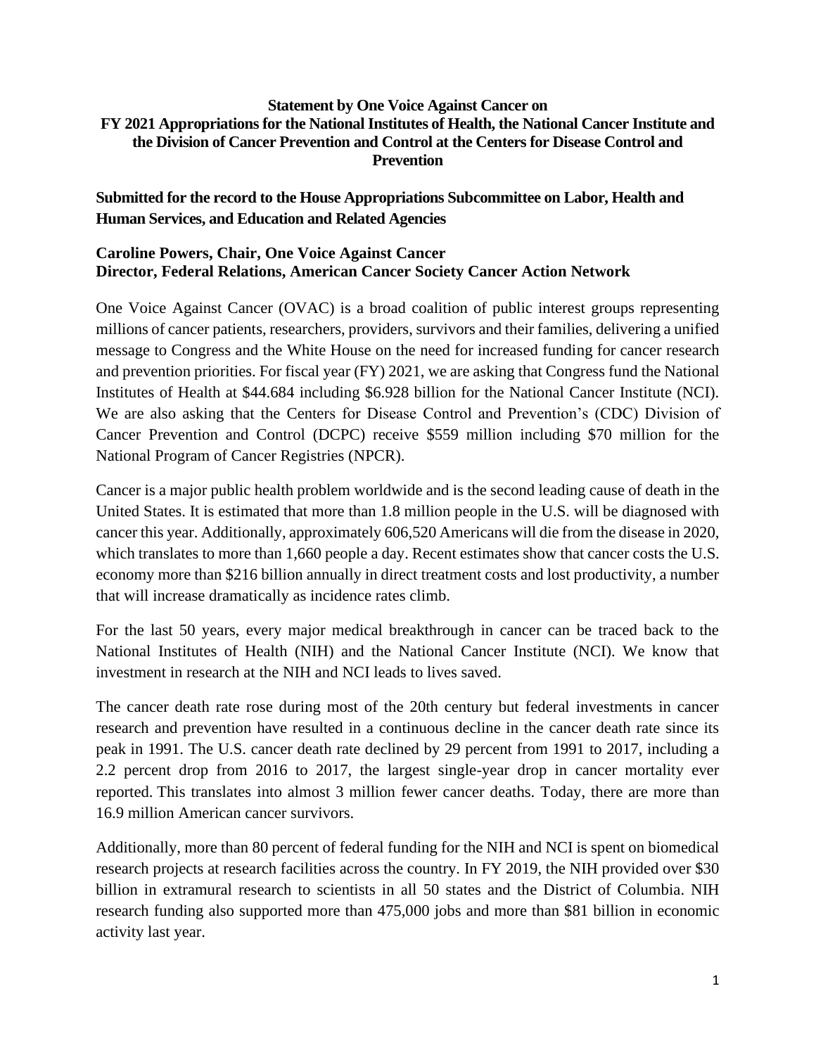**Statement by One Voice Against Cancer on FY 2021 Appropriations for the National Institutes of Health, the National Cancer Institute and the Division of Cancer Prevention and Control at the Centers for Disease Control and Prevention**

**Submitted for the record to the House Appropriations Subcommittee on Labor, Health and Human Services, and Education and Related Agencies**

**Caroline Powers, Chair, One Voice Against Cancer**
**Director, Federal Relations, American Cancer Society Cancer Action Network**

One Voice Against Cancer (OVAC) is a broad coalition of public interest groups representing millions of cancer patients, researchers, providers, survivors and their families, delivering a unified message to Congress and the White House on the need for increased funding for cancer research and prevention priorities. For fiscal year (FY) 2021, we are asking that Congress fund the National Institutes of Health at $44.684 including $6.928 billion for the National Cancer Institute (NCI). We are also asking that the Centers for Disease Control and Prevention's (CDC) Division of Cancer Prevention and Control (DCPC) receive $559 million including $70 million for the National Program of Cancer Registries (NPCR).

Cancer is a major public health problem worldwide and is the second leading cause of death in the United States. It is estimated that more than 1.8 million people in the U.S. will be diagnosed with cancer this year. Additionally, approximately 606,520 Americans will die from the disease in 2020, which translates to more than 1,660 people a day. Recent estimates show that cancer costs the U.S. economy more than $216 billion annually in direct treatment costs and lost productivity, a number that will increase dramatically as incidence rates climb.

For the last 50 years, every major medical breakthrough in cancer can be traced back to the National Institutes of Health (NIH) and the National Cancer Institute (NCI). We know that investment in research at the NIH and NCI leads to lives saved.

The cancer death rate rose during most of the 20th century but federal investments in cancer research and prevention have resulted in a continuous decline in the cancer death rate since its peak in 1991. The U.S. cancer death rate declined by 29 percent from 1991 to 2017, including a 2.2 percent drop from 2016 to 2017, the largest single-year drop in cancer mortality ever reported. This translates into almost 3 million fewer cancer deaths. Today, there are more than 16.9 million American cancer survivors.

Additionally, more than 80 percent of federal funding for the NIH and NCI is spent on biomedical research projects at research facilities across the country. In FY 2019, the NIH provided over $30 billion in extramural research to scientists in all 50 states and the District of Columbia. NIH research funding also supported more than 475,000 jobs and more than $81 billion in economic activity last year.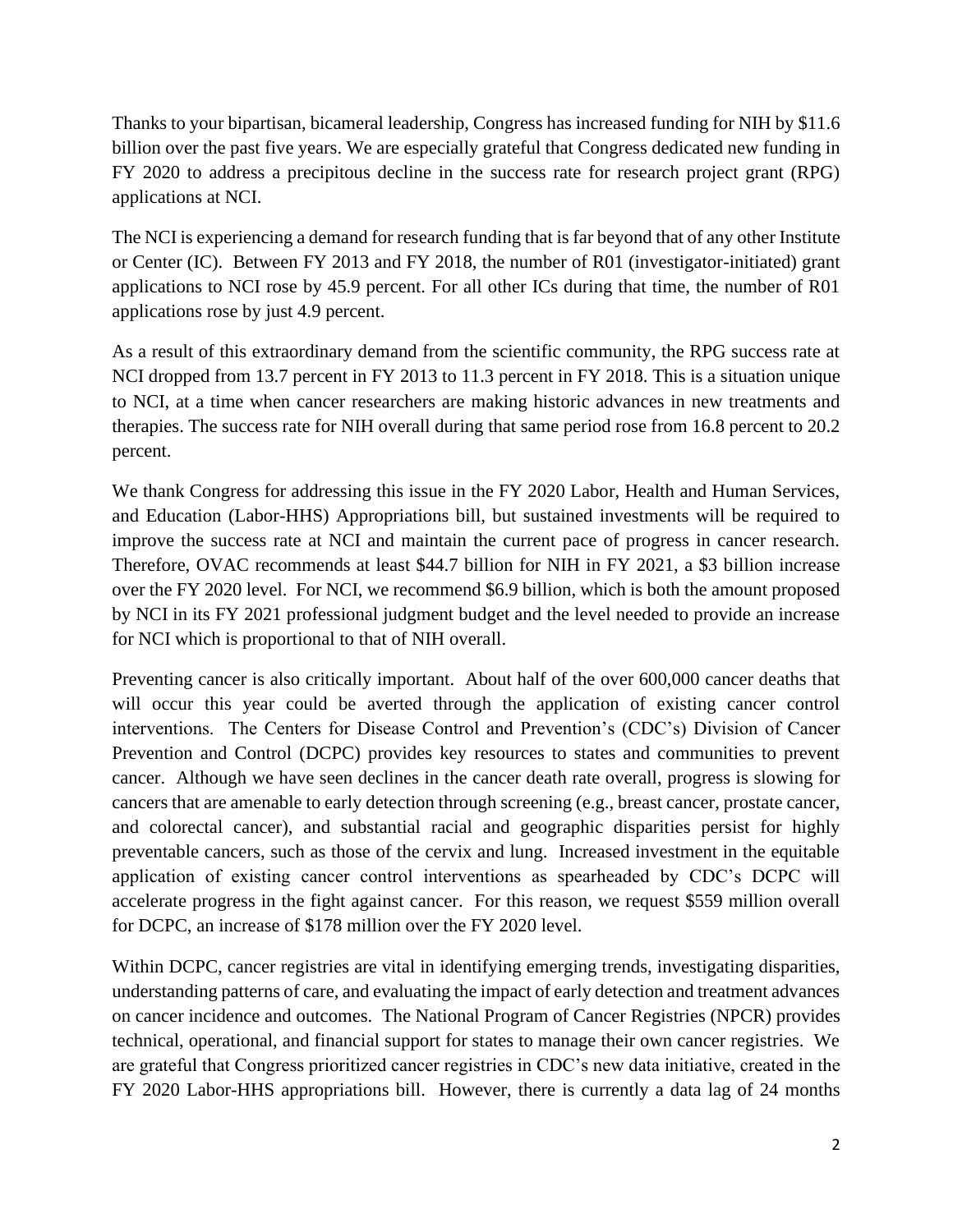Thanks to your bipartisan, bicameral leadership, Congress has increased funding for NIH by $11.6 billion over the past five years. We are especially grateful that Congress dedicated new funding in FY 2020 to address a precipitous decline in the success rate for research project grant (RPG) applications at NCI.

The NCI is experiencing a demand for research funding that is far beyond that of any other Institute or Center (IC). Between FY 2013 and FY 2018, the number of R01 (investigator-initiated) grant applications to NCI rose by 45.9 percent. For all other ICs during that time, the number of R01 applications rose by just 4.9 percent.

As a result of this extraordinary demand from the scientific community, the RPG success rate at NCI dropped from 13.7 percent in FY 2013 to 11.3 percent in FY 2018. This is a situation unique to NCI, at a time when cancer researchers are making historic advances in new treatments and therapies. The success rate for NIH overall during that same period rose from 16.8 percent to 20.2 percent.

We thank Congress for addressing this issue in the FY 2020 Labor, Health and Human Services, and Education (Labor-HHS) Appropriations bill, but sustained investments will be required to improve the success rate at NCI and maintain the current pace of progress in cancer research. Therefore, OVAC recommends at least $44.7 billion for NIH in FY 2021, a $3 billion increase over the FY 2020 level. For NCI, we recommend $6.9 billion, which is both the amount proposed by NCI in its FY 2021 professional judgment budget and the level needed to provide an increase for NCI which is proportional to that of NIH overall.

Preventing cancer is also critically important. About half of the over 600,000 cancer deaths that will occur this year could be averted through the application of existing cancer control interventions. The Centers for Disease Control and Prevention's (CDC's) Division of Cancer Prevention and Control (DCPC) provides key resources to states and communities to prevent cancer. Although we have seen declines in the cancer death rate overall, progress is slowing for cancers that are amenable to early detection through screening (e.g., breast cancer, prostate cancer, and colorectal cancer), and substantial racial and geographic disparities persist for highly preventable cancers, such as those of the cervix and lung. Increased investment in the equitable application of existing cancer control interventions as spearheaded by CDC's DCPC will accelerate progress in the fight against cancer. For this reason, we request $559 million overall for DCPC, an increase of $178 million over the FY 2020 level.

Within DCPC, cancer registries are vital in identifying emerging trends, investigating disparities, understanding patterns of care, and evaluating the impact of early detection and treatment advances on cancer incidence and outcomes. The National Program of Cancer Registries (NPCR) provides technical, operational, and financial support for states to manage their own cancer registries. We are grateful that Congress prioritized cancer registries in CDC's new data initiative, created in the FY 2020 Labor-HHS appropriations bill. However, there is currently a data lag of 24 months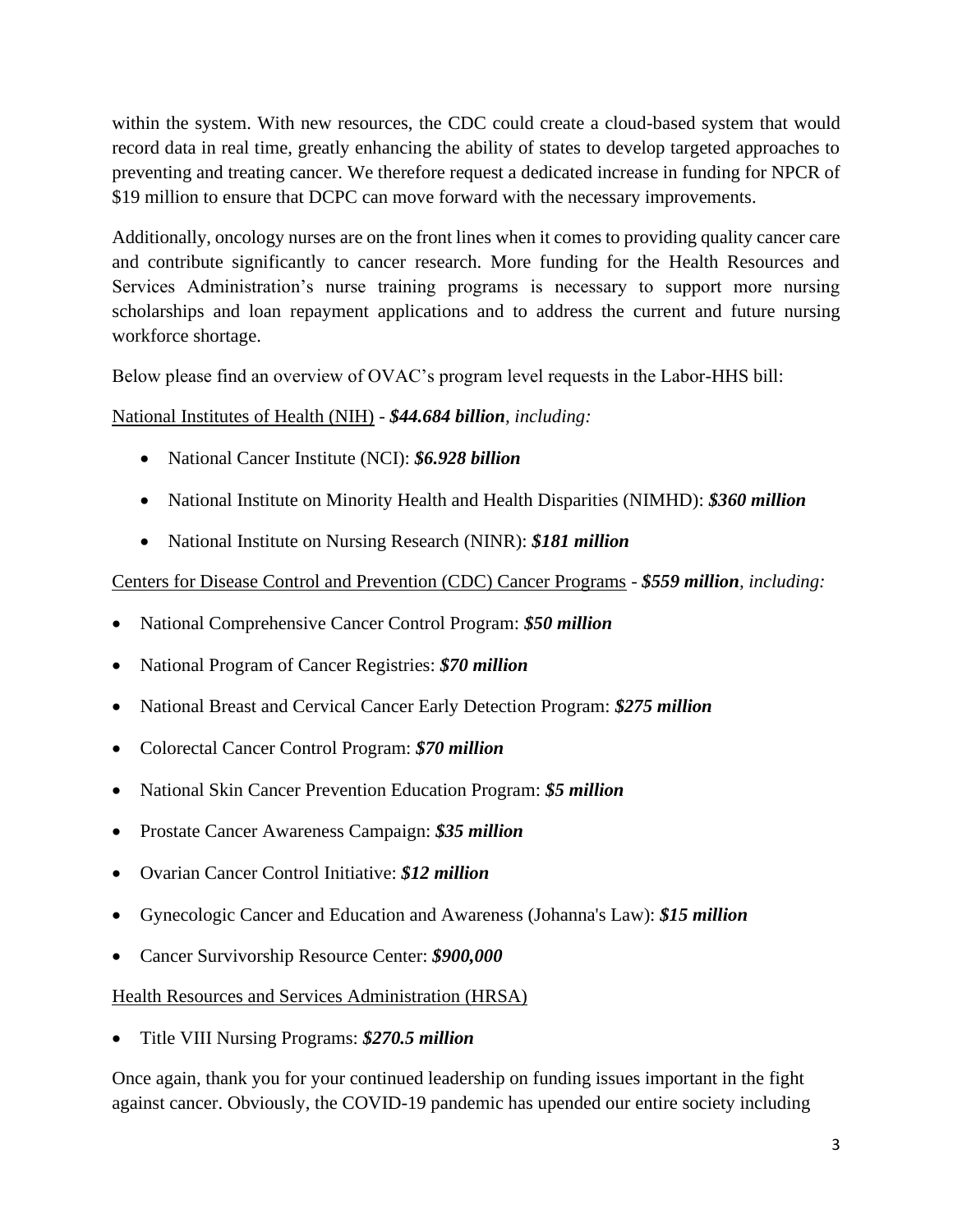within the system. With new resources, the CDC could create a cloud-based system that would record data in real time, greatly enhancing the ability of states to develop targeted approaches to preventing and treating cancer. We therefore request a dedicated increase in funding for NPCR of $19 million to ensure that DCPC can move forward with the necessary improvements.

Additionally, oncology nurses are on the front lines when it comes to providing quality cancer care and contribute significantly to cancer research. More funding for the Health Resources and Services Administration's nurse training programs is necessary to support more nursing scholarships and loan repayment applications and to address the current and future nursing workforce shortage.

Below please find an overview of OVAC's program level requests in the Labor-HHS bill:

<u>National Institutes of Health (NIH)</u> - ***$44.684 billion**, including:*

- National Cancer Institute (NCI): ***$6.928 billion***
- National Institute on Minority Health and Health Disparities (NIMHD): ***$360 million***
- National Institute on Nursing Research (NINR): ***$181 million***

<u>Centers for Disease Control and Prevention (CDC) Cancer Programs</u> - ***$559 million**, including:*

- National Comprehensive Cancer Control Program: ***$50 million***
- National Program of Cancer Registries: ***$70 million***
- National Breast and Cervical Cancer Early Detection Program: ***$275 million***
- Colorectal Cancer Control Program: ***$70 million***
- National Skin Cancer Prevention Education Program: ***$5 million***
- Prostate Cancer Awareness Campaign: ***$35 million***
- Ovarian Cancer Control Initiative: ***$12 million***
- Gynecologic Cancer and Education and Awareness (Johanna's Law): ***$15 million***
- Cancer Survivorship Resource Center: ***$900,000***

<u>Health Resources and Services Administration (HRSA)</u>

- Title VIII Nursing Programs: ***$270.5 million***

Once again, thank you for your continued leadership on funding issues important in the fight against cancer. Obviously, the COVID-19 pandemic has upended our entire society including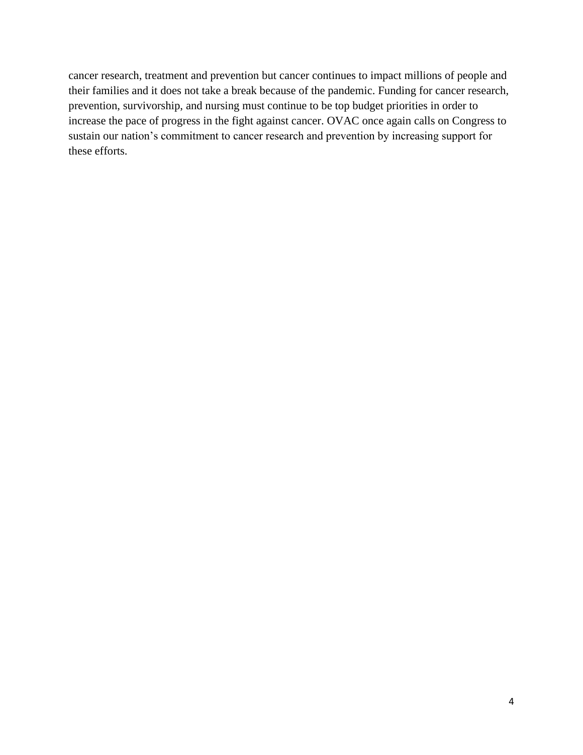cancer research, treatment and prevention but cancer continues to impact millions of people and their families and it does not take a break because of the pandemic. Funding for cancer research, prevention, survivorship, and nursing must continue to be top budget priorities in order to increase the pace of progress in the fight against cancer. OVAC once again calls on Congress to sustain our nation's commitment to cancer research and prevention by increasing support for these efforts.